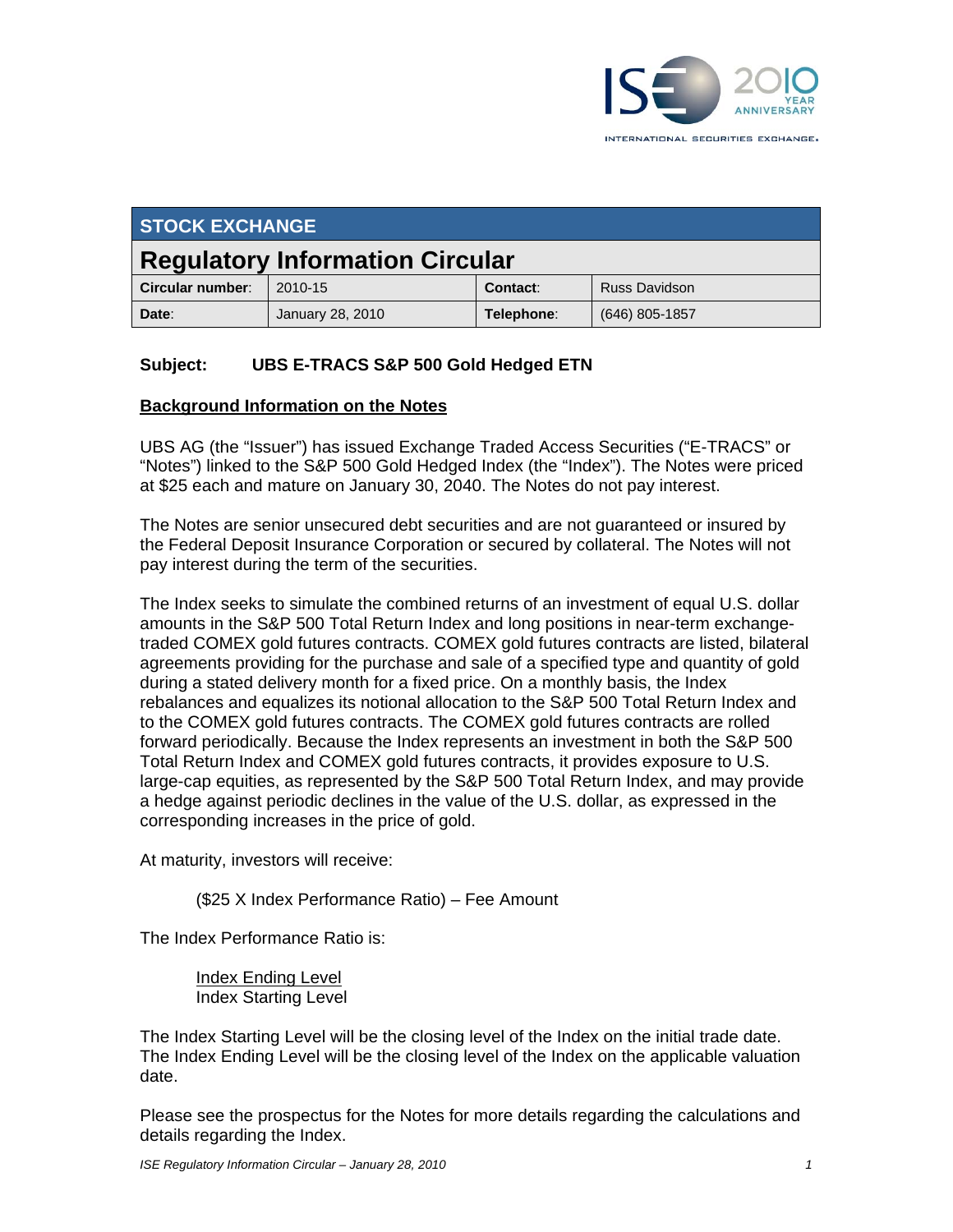## STOCK EXCHANGE

# Regulatory Information Circular

| **Circular number**: | 2010-15 | **Contact**: | Russ Davidson |
|---|---|---|---|
| **Date**: | January 28, 2010 | **Telephone**: | (646) 805-1857 |

**Subject: UBS E-TRACS S&P 500 Gold Hedged ETN**

**Background Information on the Notes**

UBS AG (the "Issuer") has issued Exchange Traded Access Securities ("E-TRACS" or "Notes") linked to the S&P 500 Gold Hedged Index (the "Index"). The Notes were priced at $25 each and mature on January 30, 2040. The Notes do not pay interest.

The Notes are senior unsecured debt securities and are not guaranteed or insured by the Federal Deposit Insurance Corporation or secured by collateral. The Notes will not pay interest during the term of the securities.

The Index seeks to simulate the combined returns of an investment of equal U.S. dollar amounts in the S&P 500 Total Return Index and long positions in near-term exchange-traded COMEX gold futures contracts. COMEX gold futures contracts are listed, bilateral agreements providing for the purchase and sale of a specified type and quantity of gold during a stated delivery month for a fixed price. On a monthly basis, the Index rebalances and equalizes its notional allocation to the S&P 500 Total Return Index and to the COMEX gold futures contracts. The COMEX gold futures contracts are rolled forward periodically. Because the Index represents an investment in both the S&P 500 Total Return Index and COMEX gold futures contracts, it provides exposure to U.S. large-cap equities, as represented by the S&P 500 Total Return Index, and may provide a hedge against periodic declines in the value of the U.S. dollar, as expressed in the corresponding increases in the price of gold.

At maturity, investors will receive:

($25 X Index Performance Ratio) – Fee Amount

The Index Performance Ratio is:

$$\frac{\text{Index Ending Level}}{\text{Index Starting Level}}$$

The Index Starting Level will be the closing level of the Index on the initial trade date. The Index Ending Level will be the closing level of the Index on the applicable valuation date.

Please see the prospectus for the Notes for more details regarding the calculations and details regarding the Index.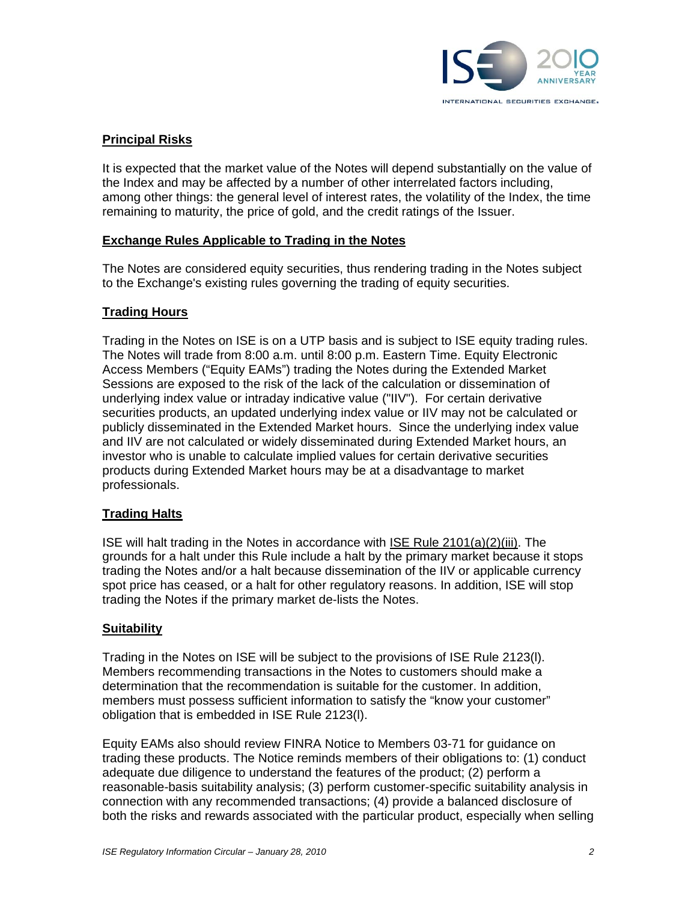## Principal Risks

It is expected that the market value of the Notes will depend substantially on the value of the Index and may be affected by a number of other interrelated factors including, among other things: the general level of interest rates, the volatility of the Index, the time remaining to maturity, the price of gold, and the credit ratings of the Issuer.

## Exchange Rules Applicable to Trading in the Notes

The Notes are considered equity securities, thus rendering trading in the Notes subject to the Exchange's existing rules governing the trading of equity securities.

## Trading Hours

Trading in the Notes on ISE is on a UTP basis and is subject to ISE equity trading rules. The Notes will trade from 8:00 a.m. until 8:00 p.m. Eastern Time. Equity Electronic Access Members ("Equity EAMs") trading the Notes during the Extended Market Sessions are exposed to the risk of the lack of the calculation or dissemination of underlying index value or intraday indicative value ("IIV"). For certain derivative securities products, an updated underlying index value or IIV may not be calculated or publicly disseminated in the Extended Market hours. Since the underlying index value and IIV are not calculated or widely disseminated during Extended Market hours, an investor who is unable to calculate implied values for certain derivative securities products during Extended Market hours may be at a disadvantage to market professionals.

## Trading Halts

ISE will halt trading in the Notes in accordance with ISE Rule 2101(a)(2)(iii). The grounds for a halt under this Rule include a halt by the primary market because it stops trading the Notes and/or a halt because dissemination of the IIV or applicable currency spot price has ceased, or a halt for other regulatory reasons. In addition, ISE will stop trading the Notes if the primary market de-lists the Notes.

## Suitability

Trading in the Notes on ISE will be subject to the provisions of ISE Rule 2123(l). Members recommending transactions in the Notes to customers should make a determination that the recommendation is suitable for the customer. In addition, members must possess sufficient information to satisfy the "know your customer" obligation that is embedded in ISE Rule 2123(l).

Equity EAMs also should review FINRA Notice to Members 03-71 for guidance on trading these products. The Notice reminds members of their obligations to: (1) conduct adequate due diligence to understand the features of the product; (2) perform a reasonable-basis suitability analysis; (3) perform customer-specific suitability analysis in connection with any recommended transactions; (4) provide a balanced disclosure of both the risks and rewards associated with the particular product, especially when selling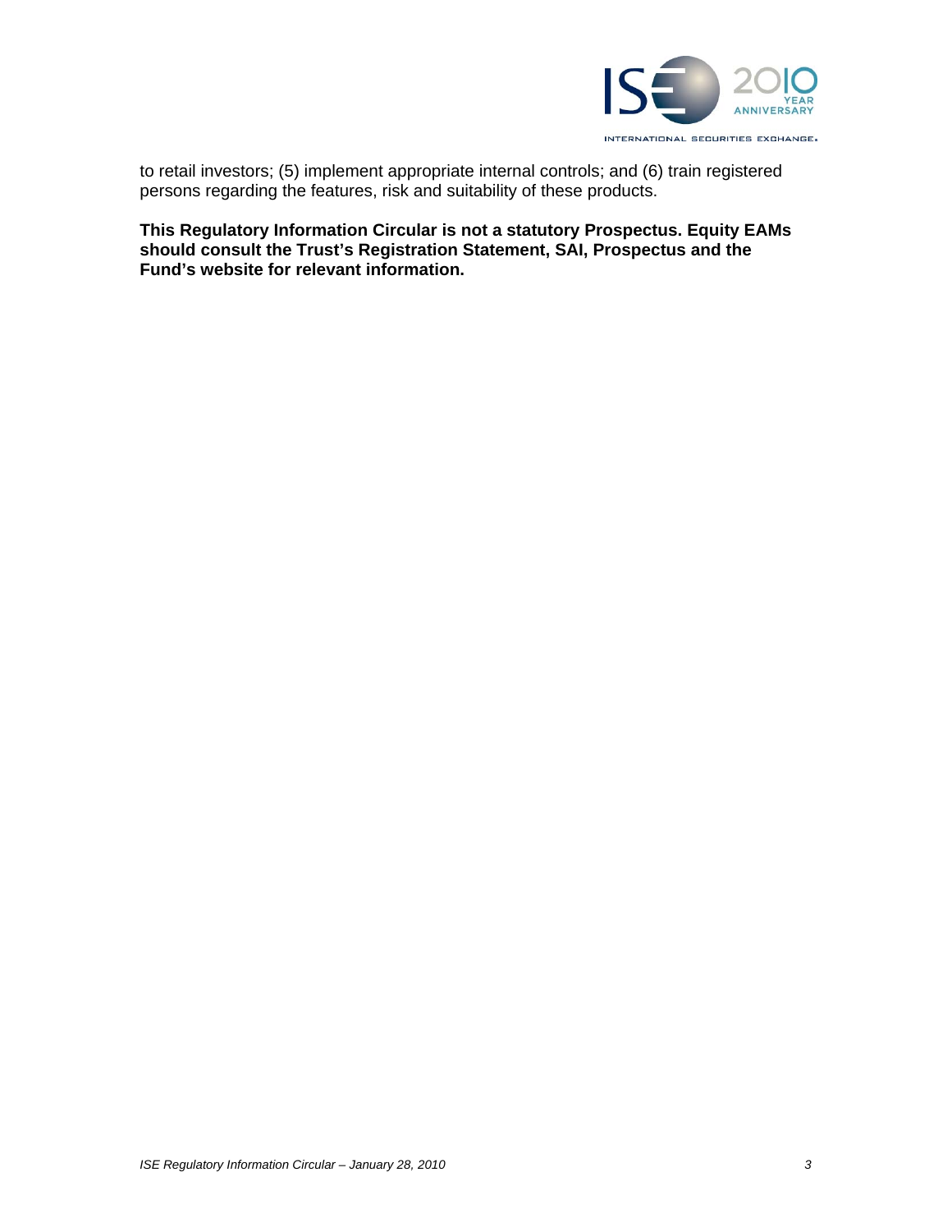to retail investors; (5) implement appropriate internal controls; and (6) train registered persons regarding the features, risk and suitability of these products.

**This Regulatory Information Circular is not a statutory Prospectus. Equity EAMs should consult the Trust's Registration Statement, SAI, Prospectus and the Fund's website for relevant information.**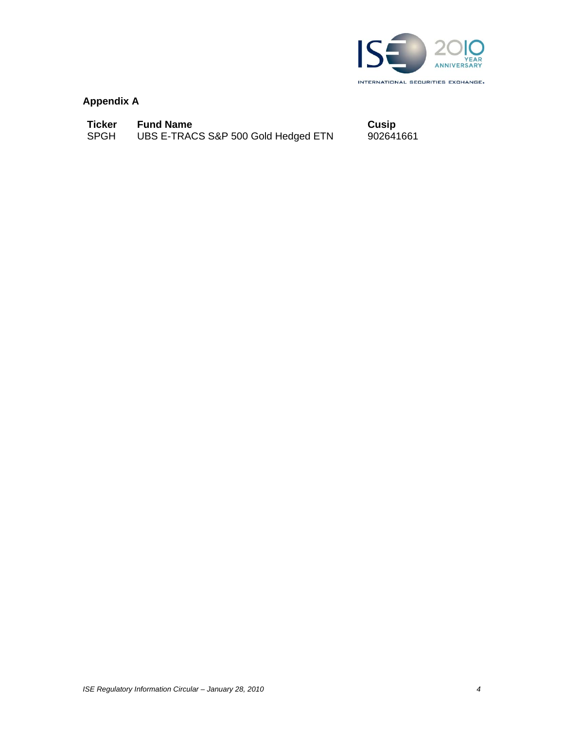## Appendix A

| Ticker | Fund Name | Cusip |
|---|---|---|
| SPGH | UBS E-TRACS S&P 500 Gold Hedged ETN | 902641661 |